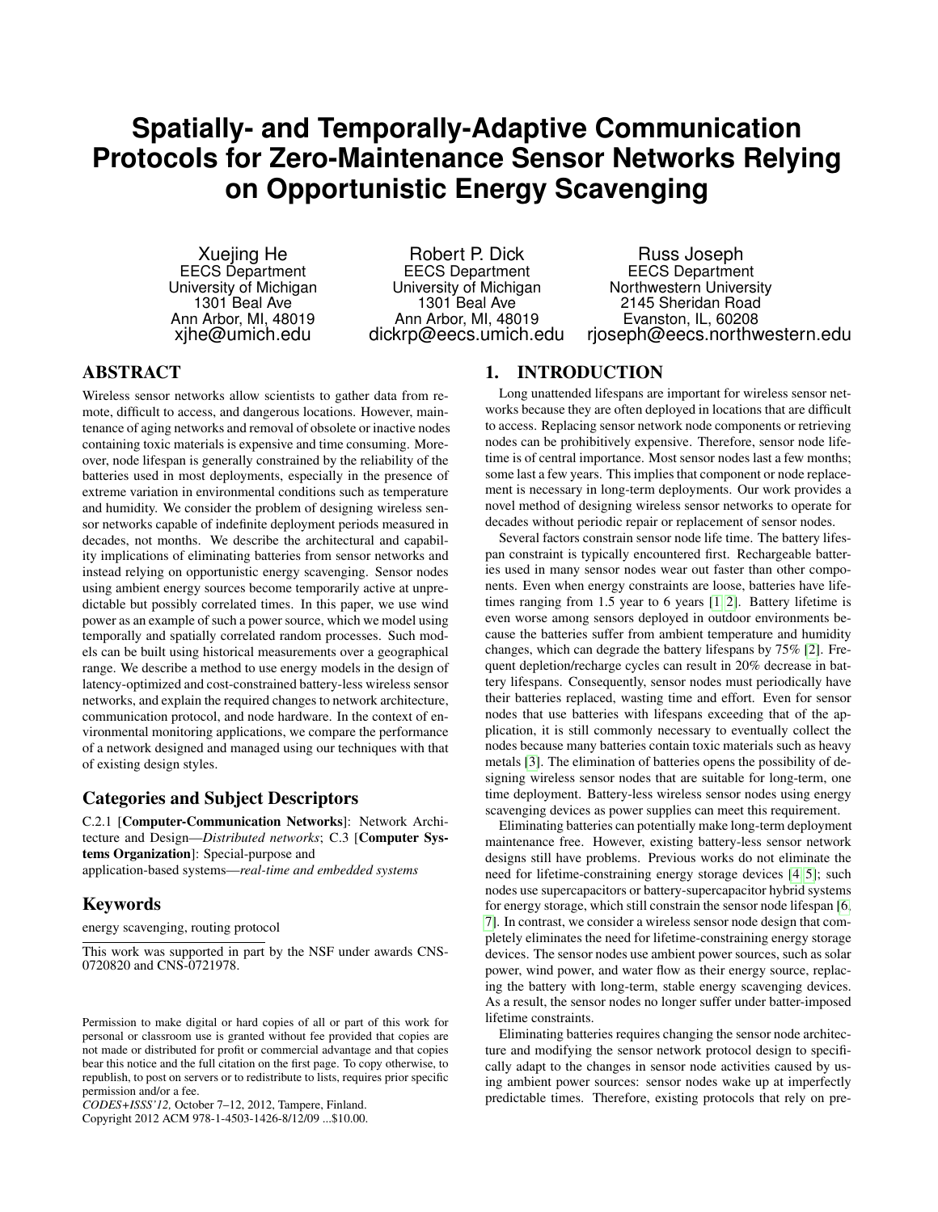# Spatially- and Temporally-Adaptive Communication Protocols for Zero-Maintenance Sensor Networks Relying on Opportunistic Energy Scavenging

Xuejing He
EECS Department
University of Michigan
1301 Beal Ave
Ann Arbor, MI, 48019
xjhe@umich.edu

Robert P. Dick
EECS Department
University of Michigan
1301 Beal Ave
Ann Arbor, MI, 48019
dickrp@eecs.umich.edu

Russ Joseph
EECS Department
Northwestern University
2145 Sheridan Road
Evanston, IL, 60208
rjoseph@eecs.northwestern.edu

## ABSTRACT

Wireless sensor networks allow scientists to gather data from remote, difficult to access, and dangerous locations. However, maintenance of aging networks and removal of obsolete or inactive nodes containing toxic materials is expensive and time consuming. Moreover, node lifespan is generally constrained by the reliability of the batteries used in most deployments, especially in the presence of extreme variation in environmental conditions such as temperature and humidity. We consider the problem of designing wireless sensor networks capable of indefinite deployment periods measured in decades, not months. We describe the architectural and capability implications of eliminating batteries from sensor networks and instead relying on opportunistic energy scavenging. Sensor nodes using ambient energy sources become temporarily active at unpredictable but possibly correlated times. In this paper, we use wind power as an example of such a power source, which we model using temporally and spatially correlated random processes. Such models can be built using historical measurements over a geographical range. We describe a method to use energy models in the design of latency-optimized and cost-constrained battery-less wireless sensor networks, and explain the required changes to network architecture, communication protocol, and node hardware. In the context of environmental monitoring applications, we compare the performance of a network designed and managed using our techniques with that of existing design styles.

### Categories and Subject Descriptors

C.2.1 [**Computer-Communication Networks**]: Network Architecture and Design—*Distributed networks*; C.3 [**Computer Systems Organization**]: Special-purpose and application-based systems—*real-time and embedded systems*

### Keywords

energy scavenging, routing protocol

This work was supported in part by the NSF under awards CNS-0720820 and CNS-0721978.

Permission to make digital or hard copies of all or part of this work for personal or classroom use is granted without fee provided that copies are not made or distributed for profit or commercial advantage and that copies bear this notice and the full citation on the first page. To copy otherwise, to republish, to post on servers or to redistribute to lists, requires prior specific permission and/or a fee.
*CODES+ISSS'12,* October 7–12, 2012, Tampere, Finland.
Copyright 2012 ACM 978-1-4503-1426-8/12/09 ...$10.00.

## 1. INTRODUCTION

Long unattended lifespans are important for wireless sensor networks because they are often deployed in locations that are difficult to access. Replacing sensor network node components or retrieving nodes can be prohibitively expensive. Therefore, sensor node lifetime is of central importance. Most sensor nodes last a few months; some last a few years. This implies that component or node replacement is necessary in long-term deployments. Our work provides a novel method of designing wireless sensor networks to operate for decades without periodic repair or replacement of sensor nodes.

Several factors constrain sensor node life time. The battery lifespan constraint is typically encountered first. Rechargeable batteries used in many sensor nodes wear out faster than other components. Even when energy constraints are loose, batteries have lifetimes ranging from 1.5 year to 6 years [1, 2]. Battery lifetime is even worse among sensors deployed in outdoor environments because the batteries suffer from ambient temperature and humidity changes, which can degrade the battery lifespans by 75% [2]. Frequent depletion/recharge cycles can result in 20% decrease in battery lifespans. Consequently, sensor nodes must periodically have their batteries replaced, wasting time and effort. Even for sensor nodes that use batteries with lifespans exceeding that of the application, it is still commonly necessary to eventually collect the nodes because many batteries contain toxic materials such as heavy metals [3]. The elimination of batteries opens the possibility of designing wireless sensor nodes that are suitable for long-term, one time deployment. Battery-less wireless sensor nodes using energy scavenging devices as power supplies can meet this requirement.

Eliminating batteries can potentially make long-term deployment maintenance free. However, existing battery-less sensor network designs still have problems. Previous works do not eliminate the need for lifetime-constraining energy storage devices [4, 5]; such nodes use supercapacitors or battery-supercapacitor hybrid systems for energy storage, which still constrain the sensor node lifespan [6, 7]. In contrast, we consider a wireless sensor node design that completely eliminates the need for lifetime-constraining energy storage devices. The sensor nodes use ambient power sources, such as solar power, wind power, and water flow as their energy source, replacing the battery with long-term, stable energy scavenging devices. As a result, the sensor nodes no longer suffer under batter-imposed lifetime constraints.

Eliminating batteries requires changing the sensor node architecture and modifying the sensor network protocol design to specifically adapt to the changes in sensor node activities caused by using ambient power sources: sensor nodes wake up at imperfectly predictable times. Therefore, existing protocols that rely on pre-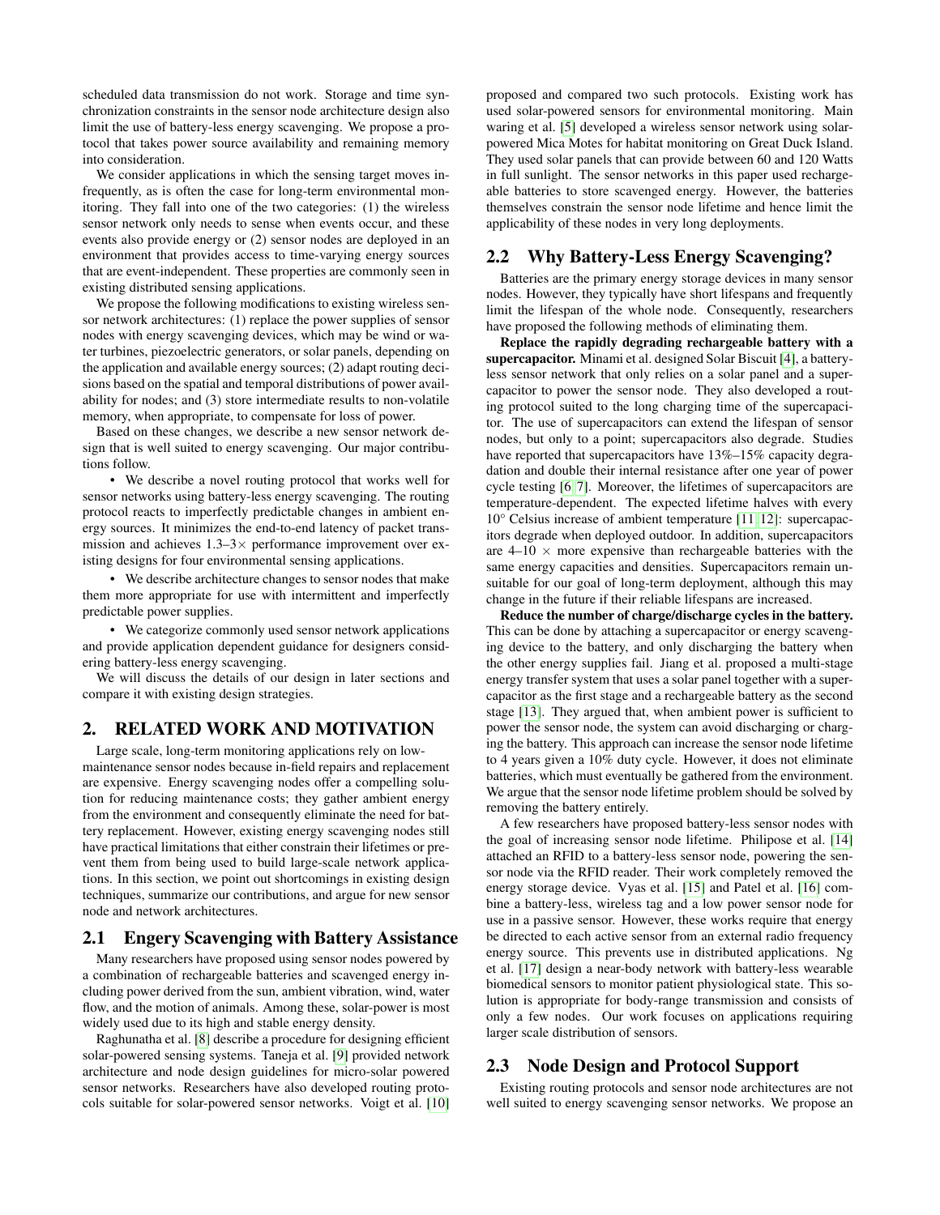scheduled data transmission do not work. Storage and time synchronization constraints in the sensor node architecture design also limit the use of battery-less energy scavenging. We propose a protocol that takes power source availability and remaining memory into consideration.

We consider applications in which the sensing target moves infrequently, as is often the case for long-term environmental monitoring. They fall into one of the two categories: (1) the wireless sensor network only needs to sense when events occur, and these events also provide energy or (2) sensor nodes are deployed in an environment that provides access to time-varying energy sources that are event-independent. These properties are commonly seen in existing distributed sensing applications.

We propose the following modifications to existing wireless sensor network architectures: (1) replace the power supplies of sensor nodes with energy scavenging devices, which may be wind or water turbines, piezoelectric generators, or solar panels, depending on the application and available energy sources; (2) adapt routing decisions based on the spatial and temporal distributions of power availability for nodes; and (3) store intermediate results to non-volatile memory, when appropriate, to compensate for loss of power.

Based on these changes, we describe a new sensor network design that is well suited to energy scavenging. Our major contributions follow.

- We describe a novel routing protocol that works well for sensor networks using battery-less energy scavenging. The routing protocol reacts to imperfectly predictable changes in ambient energy sources. It minimizes the end-to-end latency of packet transmission and achieves 1.3–3× performance improvement over existing designs for four environmental sensing applications.
- We describe architecture changes to sensor nodes that make them more appropriate for use with intermittent and imperfectly predictable power supplies.
- We categorize commonly used sensor network applications and provide application dependent guidance for designers considering battery-less energy scavenging.

We will discuss the details of our design in later sections and compare it with existing design strategies.

## 2. RELATED WORK AND MOTIVATION

Large scale, long-term monitoring applications rely on low-maintenance sensor nodes because in-field repairs and replacement are expensive. Energy scavenging nodes offer a compelling solution for reducing maintenance costs; they gather ambient energy from the environment and consequently eliminate the need for battery replacement. However, existing energy scavenging nodes still have practical limitations that either constrain their lifetimes or prevent them from being used to build large-scale network applications. In this section, we point out shortcomings in existing design techniques, summarize our contributions, and argue for new sensor node and network architectures.

### 2.1 Engery Scavenging with Battery Assistance

Many researchers have proposed using sensor nodes powered by a combination of rechargeable batteries and scavenged energy including power derived from the sun, ambient vibration, wind, water flow, and the motion of animals. Among these, solar-power is most widely used due to its high and stable energy density.

Raghunatha et al. [8] describe a procedure for designing efficient solar-powered sensing systems. Taneja et al. [9] provided network architecture and node design guidelines for micro-solar powered sensor networks. Researchers have also developed routing protocols suitable for solar-powered sensor networks. Voigt et al. [10] proposed and compared two such protocols. Existing work has used solar-powered sensors for environmental monitoring. Main waring et al. [5] developed a wireless sensor network using solar-powered Mica Motes for habitat monitoring on Great Duck Island. They used solar panels that can provide between 60 and 120 Watts in full sunlight. The sensor networks in this paper used rechargeable batteries to store scavenged energy. However, the batteries themselves constrain the sensor node lifetime and hence limit the applicability of these nodes in very long deployments.

### 2.2 Why Battery-Less Energy Scavenging?

Batteries are the primary energy storage devices in many sensor nodes. However, they typically have short lifespans and frequently limit the lifespan of the whole node. Consequently, researchers have proposed the following methods of eliminating them.

**Replace the rapidly degrading rechargeable battery with a supercapacitor.** Minami et al. designed Solar Biscuit [4], a battery-less sensor network that only relies on a solar panel and a supercapacitor to power the sensor node. They also developed a routing protocol suited to the long charging time of the supercapacitor. The use of supercapacitors can extend the lifespan of sensor nodes, but only to a point; supercapacitors also degrade. Studies have reported that supercapacitors have 13%–15% capacity degradation and double their internal resistance after one year of power cycle testing [6, 7]. Moreover, the lifetimes of supercapacitors are temperature-dependent. The expected lifetime halves with every 10° Celsius increase of ambient temperature [11, 12]: supercapacitors degrade when deployed outdoor. In addition, supercapacitors are 4–10 × more expensive than rechargeable batteries with the same energy capacities and densities. Supercapacitors remain unsuitable for our goal of long-term deployment, although this may change in the future if their reliable lifespans are increased.

**Reduce the number of charge/discharge cycles in the battery.** This can be done by attaching a supercapacitor or energy scavenging device to the battery, and only discharging the battery when the other energy supplies fail. Jiang et al. proposed a multi-stage energy transfer system that uses a solar panel together with a supercapacitor as the first stage and a rechargeable battery as the second stage [13]. They argued that, when ambient power is sufficient to power the sensor node, the system can avoid discharging or charging the battery. This approach can increase the sensor node lifetime to 4 years given a 10% duty cycle. However, it does not eliminate batteries, which must eventually be gathered from the environment. We argue that the sensor node lifetime problem should be solved by removing the battery entirely.

A few researchers have proposed battery-less sensor nodes with the goal of increasing sensor node lifetime. Philipose et al. [14] attached an RFID to a battery-less sensor node, powering the sensor node via the RFID reader. Their work completely removed the energy storage device. Vyas et al. [15] and Patel et al. [16] combine a battery-less, wireless tag and a low power sensor node for use in a passive sensor. However, these works require that energy be directed to each active sensor from an external radio frequency energy source. This prevents use in distributed applications. Ng et al. [17] design a near-body network with battery-less wearable biomedical sensors to monitor patient physiological state. This solution is appropriate for body-range transmission and consists of only a few nodes. Our work focuses on applications requiring larger scale distribution of sensors.

### 2.3 Node Design and Protocol Support

Existing routing protocols and sensor node architectures are not well suited to energy scavenging sensor networks. We propose an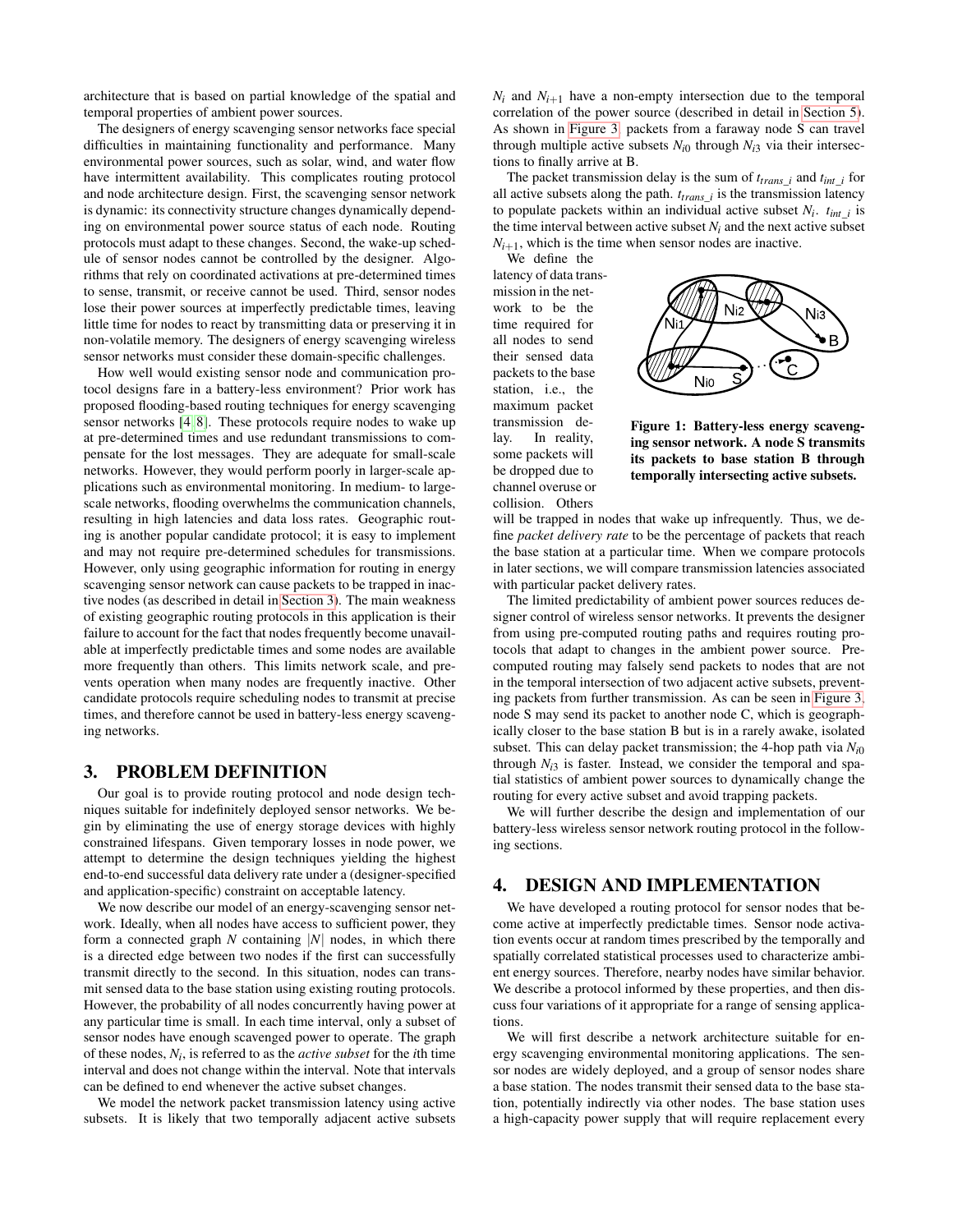architecture that is based on partial knowledge of the spatial and temporal properties of ambient power sources.

The designers of energy scavenging sensor networks face special difficulties in maintaining functionality and performance. Many environmental power sources, such as solar, wind, and water flow have intermittent availability. This complicates routing protocol and node architecture design. First, the scavenging sensor network is dynamic: its connectivity structure changes dynamically depending on environmental power source status of each node. Routing protocols must adapt to these changes. Second, the wake-up schedule of sensor nodes cannot be controlled by the designer. Algorithms that rely on coordinated activations at pre-determined times to sense, transmit, or receive cannot be used. Third, sensor nodes lose their power sources at imperfectly predictable times, leaving little time for nodes to react by transmitting data or preserving it in non-volatile memory. The designers of energy scavenging wireless sensor networks must consider these domain-specific challenges.

How well would existing sensor node and communication protocol designs fare in a battery-less environment? Prior work has proposed flooding-based routing techniques for energy scavenging sensor networks [4, 8]. These protocols require nodes to wake up at pre-determined times and use redundant transmissions to compensate for the lost messages. They are adequate for small-scale networks. However, they would perform poorly in larger-scale applications such as environmental monitoring. In medium- to large-scale networks, flooding overwhelms the communication channels, resulting in high latencies and data loss rates. Geographic routing is another popular candidate protocol; it is easy to implement and may not require pre-determined schedules for transmissions. However, only using geographic information for routing in energy scavenging sensor network can cause packets to be trapped in inactive nodes (as described in detail in Section 3). The main weakness of existing geographic routing protocols in this application is their failure to account for the fact that nodes frequently become unavailable at imperfectly predictable times and some nodes are available more frequently than others. This limits network scale, and prevents operation when many nodes are frequently inactive. Other candidate protocols require scheduling nodes to transmit at precise times, and therefore cannot be used in battery-less energy scavenging networks.

## 3. PROBLEM DEFINITION

Our goal is to provide routing protocol and node design techniques suitable for indefinitely deployed sensor networks. We begin by eliminating the use of energy storage devices with highly constrained lifespans. Given temporary losses in node power, we attempt to determine the design techniques yielding the highest end-to-end successful data delivery rate under a (designer-specified and application-specific) constraint on acceptable latency.

We now describe our model of an energy-scavenging sensor network. Ideally, when all nodes have access to sufficient power, they form a connected graph $N$ containing $|N|$ nodes, in which there is a directed edge between two nodes if the first can successfully transmit directly to the second. In this situation, nodes can transmit sensed data to the base station using existing routing protocols. However, the probability of all nodes concurrently having power at any particular time is small. In each time interval, only a subset of sensor nodes have enough scavenged power to operate. The graph of these nodes, $N_i$, is referred to as the *active subset* for the $i$th time interval and does not change within the interval. Note that intervals can be defined to end whenever the active subset changes.

We model the network packet transmission latency using active subsets. It is likely that two temporally adjacent active subsets $N_i$ and $N_{i+1}$ have a non-empty intersection due to the temporal correlation of the power source (described in detail in Section 5). As shown in Figure 3, packets from a faraway node S can travel through multiple active subsets $N_{i0}$ through $N_{i3}$ via their intersections to finally arrive at B.

The packet transmission delay is the sum of $t_{trans\_i}$ and $t_{int\_i}$ for all active subsets along the path. $t_{trans\_i}$ is the transmission latency to populate packets within an individual active subset $N_i$. $t_{int\_i}$ is the time interval between active subset $N_i$ and the next active subset $N_{i+1}$, which is the time when sensor nodes are inactive.

We define the latency of data transmission in the network to be the time required for all nodes to send their sensed data packets to the base station, i.e., the maximum packet transmission delay. In reality, some packets will be dropped due to channel overuse or collision. Others will be trapped in nodes that wake up infrequently. Thus, we define *packet delivery rate* to be the percentage of packets that reach the base station at a particular time. When we compare protocols in later sections, we will compare transmission latencies associated with particular packet delivery rates.

**Figure 1: Battery-less energy scavenging sensor network. A node S transmits its packets to base station B through temporally intersecting active subsets.**

The limited predictability of ambient power sources reduces designer control of wireless sensor networks. It prevents the designer from using pre-computed routing paths and requires routing protocols that adapt to changes in the ambient power source. Pre-computed routing may falsely send packets to nodes that are not in the temporal intersection of two adjacent active subsets, preventing packets from further transmission. As can be seen in Figure 3, node S may send its packet to another node C, which is geographically closer to the base station B but is in a rarely awake, isolated subset. This can delay packet transmission; the 4-hop path via $N_{i0}$ through $N_{i3}$ is faster. Instead, we consider the temporal and spatial statistics of ambient power sources to dynamically change the routing for every active subset and avoid trapping packets.

We will further describe the design and implementation of our battery-less wireless sensor network routing protocol in the following sections.

## 4. DESIGN AND IMPLEMENTATION

We have developed a routing protocol for sensor nodes that become active at imperfectly predictable times. Sensor node activation events occur at random times prescribed by the temporally and spatially correlated statistical processes used to characterize ambient energy sources. Therefore, nearby nodes have similar behavior. We describe a protocol informed by these properties, and then discuss four variations of it appropriate for a range of sensing applications.

We will first describe a network architecture suitable for energy scavenging environmental monitoring applications. The sensor nodes are widely deployed, and a group of sensor nodes share a base station. The nodes transmit their sensed data to the base station, potentially indirectly via other nodes. The base station uses a high-capacity power supply that will require replacement every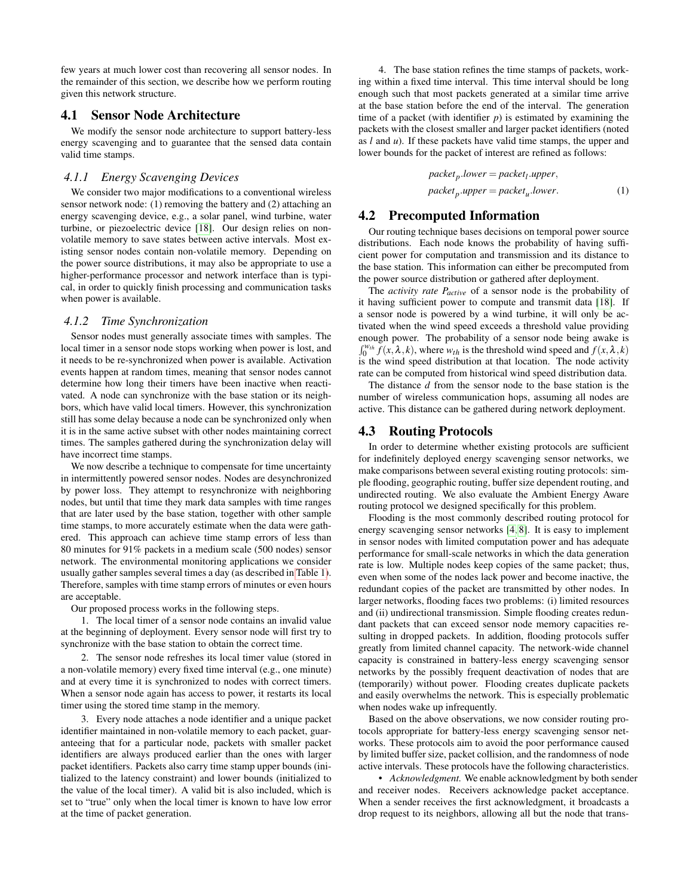few years at much lower cost than recovering all sensor nodes. In the remainder of this section, we describe how we perform routing given this network structure.

## 4.1 Sensor Node Architecture

We modify the sensor node architecture to support battery-less energy scavenging and to guarantee that the sensed data contain valid time stamps.

### 4.1.1 Energy Scavenging Devices

We consider two major modifications to a conventional wireless sensor network node: (1) removing the battery and (2) attaching an energy scavenging device, e.g., a solar panel, wind turbine, water turbine, or piezoelectric device [18]. Our design relies on non-volatile memory to save states between active intervals. Most existing sensor nodes contain non-volatile memory. Depending on the power source distributions, it may also be appropriate to use a higher-performance processor and network interface than is typical, in order to quickly finish processing and communication tasks when power is available.

### 4.1.2 Time Synchronization

Sensor nodes must generally associate times with samples. The local timer in a sensor node stops working when power is lost, and it needs to be re-synchronized when power is available. Activation events happen at random times, meaning that sensor nodes cannot determine how long their timers have been inactive when reactivated. A node can synchronize with the base station or its neighbors, which have valid local timers. However, this synchronization still has some delay because a node can be synchronized only when it is in the same active subset with other nodes maintaining correct times. The samples gathered during the synchronization delay will have incorrect time stamps.

We now describe a technique to compensate for time uncertainty in intermittently powered sensor nodes. Nodes are desynchronized by power loss. They attempt to resynchronize with neighboring nodes, but until that time they mark data samples with time ranges that are later used by the base station, together with other sample time stamps, to more accurately estimate when the data were gathered. This approach can achieve time stamp errors of less than 80 minutes for 91% packets in a medium scale (500 nodes) sensor network. The environmental monitoring applications we consider usually gather samples several times a day (as described in Table 1). Therefore, samples with time stamp errors of minutes or even hours are acceptable.

Our proposed process works in the following steps.

1. The local timer of a sensor node contains an invalid value at the beginning of deployment. Every sensor node will first try to synchronize with the base station to obtain the correct time.

2. The sensor node refreshes its local timer value (stored in a non-volatile memory) every fixed time interval (e.g., one minute) and at every time it is synchronized to nodes with correct timers. When a sensor node again has access to power, it restarts its local timer using the stored time stamp in the memory.

3. Every node attaches a node identifier and a unique packet identifier maintained in non-volatile memory to each packet, guaranteeing that for a particular node, packets with smaller packet identifiers are always produced earlier than the ones with larger packet identifiers. Packets also carry time stamp upper bounds (initialized to the latency constraint) and lower bounds (initialized to the value of the local timer). A valid bit is also included, which is set to "true" only when the local timer is known to have low error at the time of packet generation.

4. The base station refines the time stamps of packets, working within a fixed time interval. This time interval should be long enough such that most packets generated at a similar time arrive at the base station before the end of the interval. The generation time of a packet (with identifier $p$) is estimated by examining the packets with the closest smaller and larger packet identifiers (noted as $l$ and $u$). If these packets have valid time stamps, the upper and lower bounds for the packet of interest are refined as follows:

$$
\begin{aligned}
packet_p.lower &= packet_l.upper, \\
packet_p.upper &= packet_u.lower.
\end{aligned}
\tag{1}
$$

## 4.2 Precomputed Information

Our routing technique bases decisions on temporal power source distributions. Each node knows the probability of having sufficient power for computation and transmission and its distance to the base station. This information can either be precomputed from the power source distribution or gathered after deployment.

The *activity rate* $P_{active}$ of a sensor node is the probability of it having sufficient power to compute and transmit data [18]. If a sensor node is powered by a wind turbine, it will only be activated when the wind speed exceeds a threshold value providing enough power. The probability of a sensor node being awake is $\int_0^{w_{th}} f(x,\lambda,k)$, where $w_{th}$ is the threshold wind speed and $f(x,\lambda,k)$ is the wind speed distribution at that location. The node activity rate can be computed from historical wind speed distribution data.

The distance $d$ from the sensor node to the base station is the number of wireless communication hops, assuming all nodes are active. This distance can be gathered during network deployment.

## 4.3 Routing Protocols

In order to determine whether existing protocols are sufficient for indefinitely deployed energy scavenging sensor networks, we make comparisons between several existing routing protocols: simple flooding, geographic routing, buffer size dependent routing, and undirected routing. We also evaluate the Ambient Energy Aware routing protocol we designed specifically for this problem.

Flooding is the most commonly described routing protocol for energy scavenging sensor networks [4, 8]. It is easy to implement in sensor nodes with limited computation power and has adequate performance for small-scale networks in which the data generation rate is low. Multiple nodes keep copies of the same packet; thus, even when some of the nodes lack power and become inactive, the redundant copies of the packet are transmitted by other nodes. In larger networks, flooding faces two problems: (i) limited resources and (ii) undirectional transmission. Simple flooding creates redundant packets that can exceed sensor node memory capacities resulting in dropped packets. In addition, flooding protocols suffer greatly from limited channel capacity. The network-wide channel capacity is constrained in battery-less energy scavenging sensor networks by the possibly frequent deactivation of nodes that are (temporarily) without power. Flooding creates duplicate packets and easily overwhelms the network. This is especially problematic when nodes wake up infrequently.

Based on the above observations, we now consider routing protocols appropriate for battery-less energy scavenging sensor networks. These protocols aim to avoid the poor performance caused by limited buffer size, packet collision, and the randomness of node active intervals. These protocols have the following characteristics.

- *Acknowledgment.* We enable acknowledgment by both sender and receiver nodes. Receivers acknowledge packet acceptance. When a sender receives the first acknowledgment, it broadcasts a drop request to its neighbors, allowing all but the node that trans-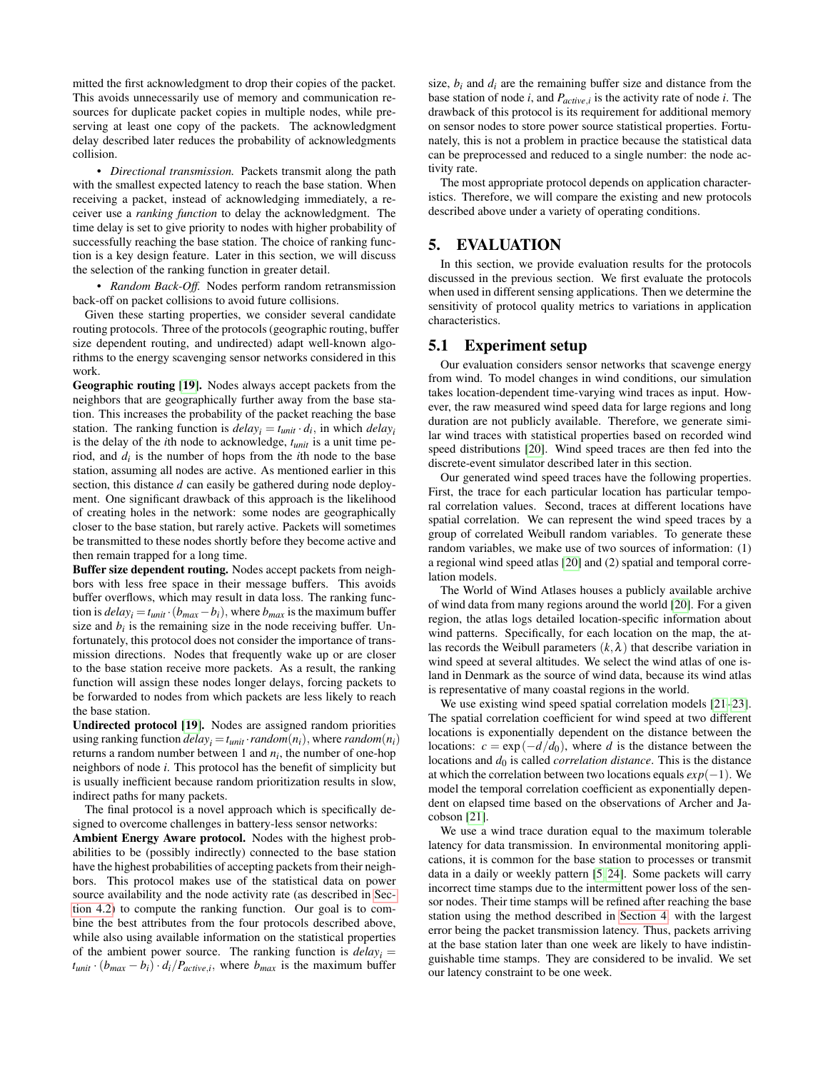mitted the first acknowledgment to drop their copies of the packet. This avoids unnecessarily use of memory and communication resources for duplicate packet copies in multiple nodes, while preserving at least one copy of the packets. The acknowledgment delay described later reduces the probability of acknowledgments collision.

- *Directional transmission.* Packets transmit along the path with the smallest expected latency to reach the base station. When receiving a packet, instead of acknowledging immediately, a receiver use a *ranking function* to delay the acknowledgment. The time delay is set to give priority to nodes with higher probability of successfully reaching the base station. The choice of ranking function is a key design feature. Later in this section, we will discuss the selection of the ranking function in greater detail.

- *Random Back-Off.* Nodes perform random retransmission back-off on packet collisions to avoid future collisions.

Given these starting properties, we consider several candidate routing protocols. Three of the protocols (geographic routing, buffer size dependent routing, and undirected) adapt well-known algorithms to the energy scavenging sensor networks considered in this work.

**Geographic routing [19].** Nodes always accept packets from the neighbors that are geographically further away from the base station. This increases the probability of the packet reaching the base station. The ranking function is $delay_i = t_{unit} \cdot d_i$, in which $delay_i$ is the delay of the $i$th node to acknowledge, $t_{unit}$ is a unit time period, and $d_i$ is the number of hops from the $i$th node to the base station, assuming all nodes are active. As mentioned earlier in this section, this distance $d$ can easily be gathered during node deployment. One significant drawback of this approach is the likelihood of creating holes in the network: some nodes are geographically closer to the base station, but rarely active. Packets will sometimes be transmitted to these nodes shortly before they become active and then remain trapped for a long time.

**Buffer size dependent routing.** Nodes accept packets from neighbors with less free space in their message buffers. This avoids buffer overflows, which may result in data loss. The ranking function is $delay_i = t_{unit} \cdot (b_{max} - b_i)$, where $b_{max}$ is the maximum buffer size and $b_i$ is the remaining size in the node receiving buffer. Unfortunately, this protocol does not consider the importance of transmission directions. Nodes that frequently wake up or are closer to the base station receive more packets. As a result, the ranking function will assign these nodes longer delays, forcing packets to be forwarded to nodes from which packets are less likely to reach the base station.

**Undirected protocol [19].** Nodes are assigned random priorities using ranking function $delay_i = t_{unit} \cdot random(n_i)$, where $random(n_i)$ returns a random number between 1 and $n_i$, the number of one-hop neighbors of node $i$. This protocol has the benefit of simplicity but is usually inefficient because random prioritization results in slow, indirect paths for many packets.

The final protocol is a novel approach which is specifically designed to overcome challenges in battery-less sensor networks:

**Ambient Energy Aware protocol.** Nodes with the highest probabilities to be (possibly indirectly) connected to the base station have the highest probabilities of accepting packets from their neighbors. This protocol makes use of the statistical data on power source availability and the node activity rate (as described in Section 4.2) to compute the ranking function. Our goal is to combine the best attributes from the four protocols described above, while also using available information on the statistical properties of the ambient power source. The ranking function is $delay_i = t_{unit} \cdot (b_{max} - b_i) \cdot d_i / P_{active,i}$, where $b_{max}$ is the maximum buffer size, $b_i$ and $d_i$ are the remaining buffer size and distance from the base station of node $i$, and $P_{active,i}$ is the activity rate of node $i$. The drawback of this protocol is its requirement for additional memory on sensor nodes to store power source statistical properties. Fortunately, this is not a problem in practice because the statistical data can be preprocessed and reduced to a single number: the node activity rate.

The most appropriate protocol depends on application characteristics. Therefore, we will compare the existing and new protocols described above under a variety of operating conditions.

# 5. EVALUATION

In this section, we provide evaluation results for the protocols discussed in the previous section. We first evaluate the protocols when used in different sensing applications. Then we determine the sensitivity of protocol quality metrics to variations in application characteristics.

## 5.1 Experiment setup

Our evaluation considers sensor networks that scavenge energy from wind. To model changes in wind conditions, our simulation takes location-dependent time-varying wind traces as input. However, the raw measured wind speed data for large regions and long duration are not publicly available. Therefore, we generate similar wind traces with statistical properties based on recorded wind speed distributions [20]. Wind speed traces are then fed into the discrete-event simulator described later in this section.

Our generated wind speed traces have the following properties. First, the trace for each particular location has particular temporal correlation values. Second, traces at different locations have spatial correlation. We can represent the wind speed traces by a group of correlated Weibull random variables. To generate these random variables, we make use of two sources of information: (1) a regional wind speed atlas [20] and (2) spatial and temporal correlation models.

The World of Wind Atlases houses a publicly available archive of wind data from many regions around the world [20]. For a given region, the atlas logs detailed location-specific information about wind patterns. Specifically, for each location on the map, the atlas records the Weibull parameters $(k, \lambda)$ that describe variation in wind speed at several altitudes. We select the wind atlas of one island in Denmark as the source of wind data, because its wind atlas is representative of many coastal regions in the world.

We use existing wind speed spatial correlation models [21–23]. The spatial correlation coefficient for wind speed at two different locations is exponentially dependent on the distance between the locations: $c = \exp(-d/d_0)$, where $d$ is the distance between the locations and $d_0$ is called *correlation distance*. This is the distance at which the correlation between two locations equals $exp(-1)$. We model the temporal correlation coefficient as exponentially dependent on elapsed time based on the observations of Archer and Jacobson [21].

We use a wind trace duration equal to the maximum tolerable latency for data transmission. In environmental monitoring applications, it is common for the base station to processes or transmit data in a daily or weekly pattern [5, 24]. Some packets will carry incorrect time stamps due to the intermittent power loss of the sensor nodes. Their time stamps will be refined after reaching the base station using the method described in Section 4, with the largest error being the packet transmission latency. Thus, packets arriving at the base station later than one week are likely to have indistinguishable time stamps. They are considered to be invalid. We set our latency constraint to be one week.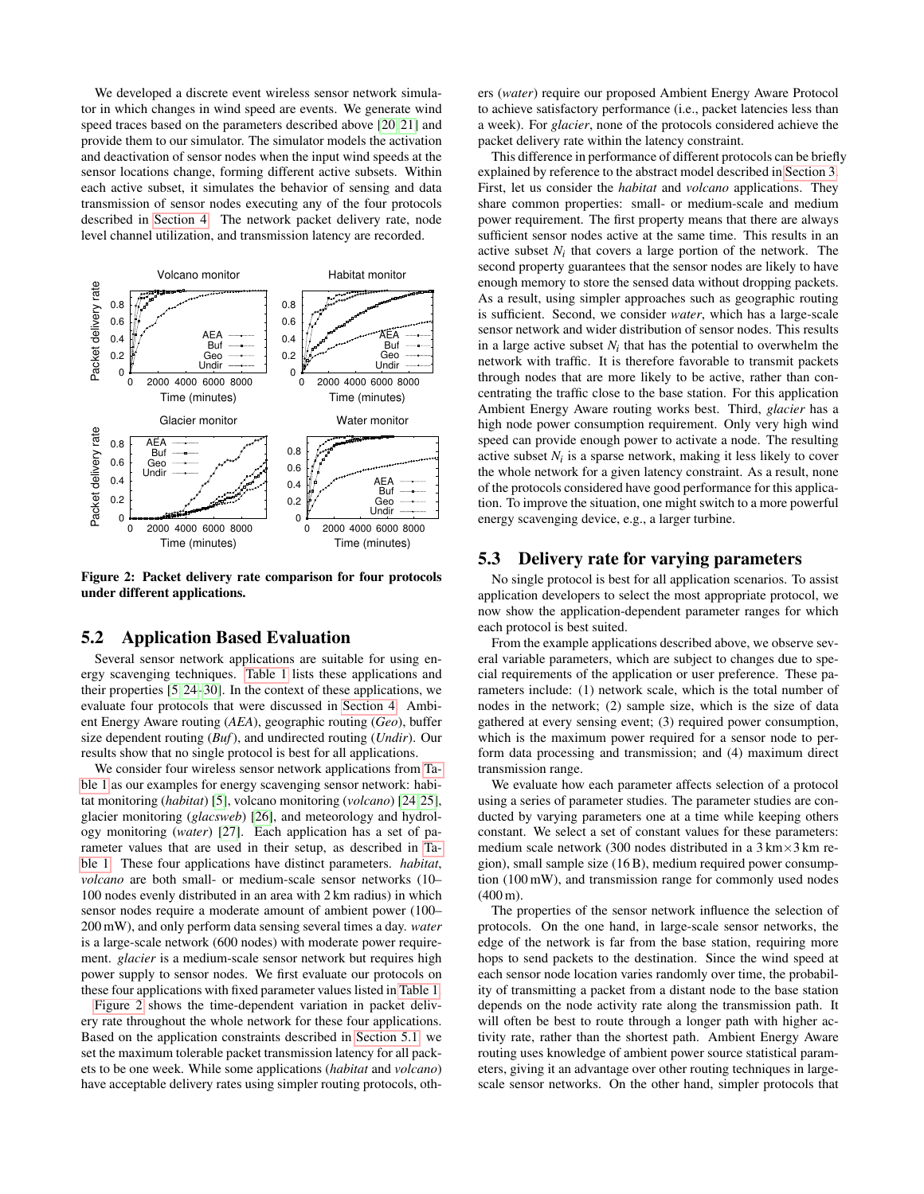We developed a discrete event wireless sensor network simulator in which changes in wind speed are events. We generate wind speed traces based on the parameters described above [20, 21] and provide them to our simulator. The simulator models the activation and deactivation of sensor nodes when the input wind speeds at the sensor locations change, forming different active subsets. Within each active subset, it simulates the behavior of sensing and data transmission of sensor nodes executing any of the four protocols described in Section 4. The network packet delivery rate, node level channel utilization, and transmission latency are recorded.

Volcano monitor

Habitat monitor

Glacier monitor

Water monitor

Packet delivery rate

Time (minutes)

AEA
Buf
Geo
Undir

0 2000 4000 6000 8000

0 0.2 0.4 0.6 0.8

**Figure 2: Packet delivery rate comparison for four protocols under different applications.**

## 5.2 Application Based Evaluation

Several sensor network applications are suitable for using energy scavenging techniques. Table 1 lists these applications and their properties [5, 24–30]. In the context of these applications, we evaluate four protocols that were discussed in Section 4: Ambient Energy Aware routing (*AEA*), geographic routing (*Geo*), buffer size dependent routing (*Buf*), and undirected routing (*Undir*). Our results show that no single protocol is best for all applications.

We consider four wireless sensor network applications from Table 1 as our examples for energy scavenging sensor network: habitat monitoring (*habitat*) [5], volcano monitoring (*volcano*) [24, 25], glacier monitoring (*glacsweb*) [26], and meteorology and hydrology monitoring (*water*) [27]. Each application has a set of parameter values that are used in their setup, as described in Table 1. These four applications have distinct parameters. *habitat*, *volcano* are both small- or medium-scale sensor networks (10–100 nodes evenly distributed in an area with 2 km radius) in which sensor nodes require a moderate amount of ambient power (100–200 mW), and only perform data sensing several times a day. *water* is a large-scale network (600 nodes) with moderate power requirement. *glacier* is a medium-scale sensor network but requires high power supply to sensor nodes. We first evaluate our protocols on these four applications with fixed parameter values listed in Table 1.

Figure 2 shows the time-dependent variation in packet delivery rate throughout the whole network for these four applications. Based on the application constraints described in Section 5.1, we set the maximum tolerable packet transmission latency for all packets to be one week. While some applications (*habitat* and *volcano*) have acceptable delivery rates using simpler routing protocols, others (*water*) require our proposed Ambient Energy Aware Protocol to achieve satisfactory performance (i.e., packet latencies less than a week). For *glacier*, none of the protocols considered achieve the packet delivery rate within the latency constraint.

This difference in performance of different protocols can be briefly explained by reference to the abstract model described in Section 3. First, let us consider the *habitat* and *volcano* applications. They share common properties: small- or medium-scale and medium power requirement. The first property means that there are always sufficient sensor nodes active at the same time. This results in an active subset $N_i$ that covers a large portion of the network. The second property guarantees that the sensor nodes are likely to have enough memory to store the sensed data without dropping packets. As a result, using simpler approaches such as geographic routing is sufficient. Second, we consider *water*, which has a large-scale sensor network and wider distribution of sensor nodes. This results in a large active subset $N_i$ that has the potential to overwhelm the network with traffic. It is therefore favorable to transmit packets through nodes that are more likely to be active, rather than concentrating the traffic close to the base station. For this application Ambient Energy Aware routing works best. Third, *glacier* has a high node power consumption requirement. Only very high wind speed can provide enough power to activate a node. The resulting active subset $N_i$ is a sparse network, making it less likely to cover the whole network for a given latency constraint. As a result, none of the protocols considered have good performance for this application. To improve the situation, one might switch to a more powerful energy scavenging device, e.g., a larger turbine.

## 5.3 Delivery rate for varying parameters

No single protocol is best for all application scenarios. To assist application developers to select the most appropriate protocol, we now show the application-dependent parameter ranges for which each protocol is best suited.

From the example applications described above, we observe several variable parameters, which are subject to changes due to special requirements of the application or user preference. These parameters include: (1) network scale, which is the total number of nodes in the network; (2) sample size, which is the size of data gathered at every sensing event; (3) required power consumption, which is the maximum power required for a sensor node to perform data processing and transmission; and (4) maximum direct transmission range.

We evaluate how each parameter affects selection of a protocol using a series of parameter studies. The parameter studies are conducted by varying parameters one at a time while keeping others constant. We select a set of constant values for these parameters: medium scale network (300 nodes distributed in a 3 km×3 km region), small sample size (16 B), medium required power consumption (100 mW), and transmission range for commonly used nodes (400 m).

The properties of the sensor network influence the selection of protocols. On the one hand, in large-scale sensor networks, the edge of the network is far from the base station, requiring more hops to send packets to the destination. Since the wind speed at each sensor node location varies randomly over time, the probability of transmitting a packet from a distant node to the base station depends on the node activity rate along the transmission path. It will often be best to route through a longer path with higher activity rate, rather than the shortest path. Ambient Energy Aware routing uses knowledge of ambient power source statistical parameters, giving it an advantage over other routing techniques in large-scale sensor networks. On the other hand, simpler protocols that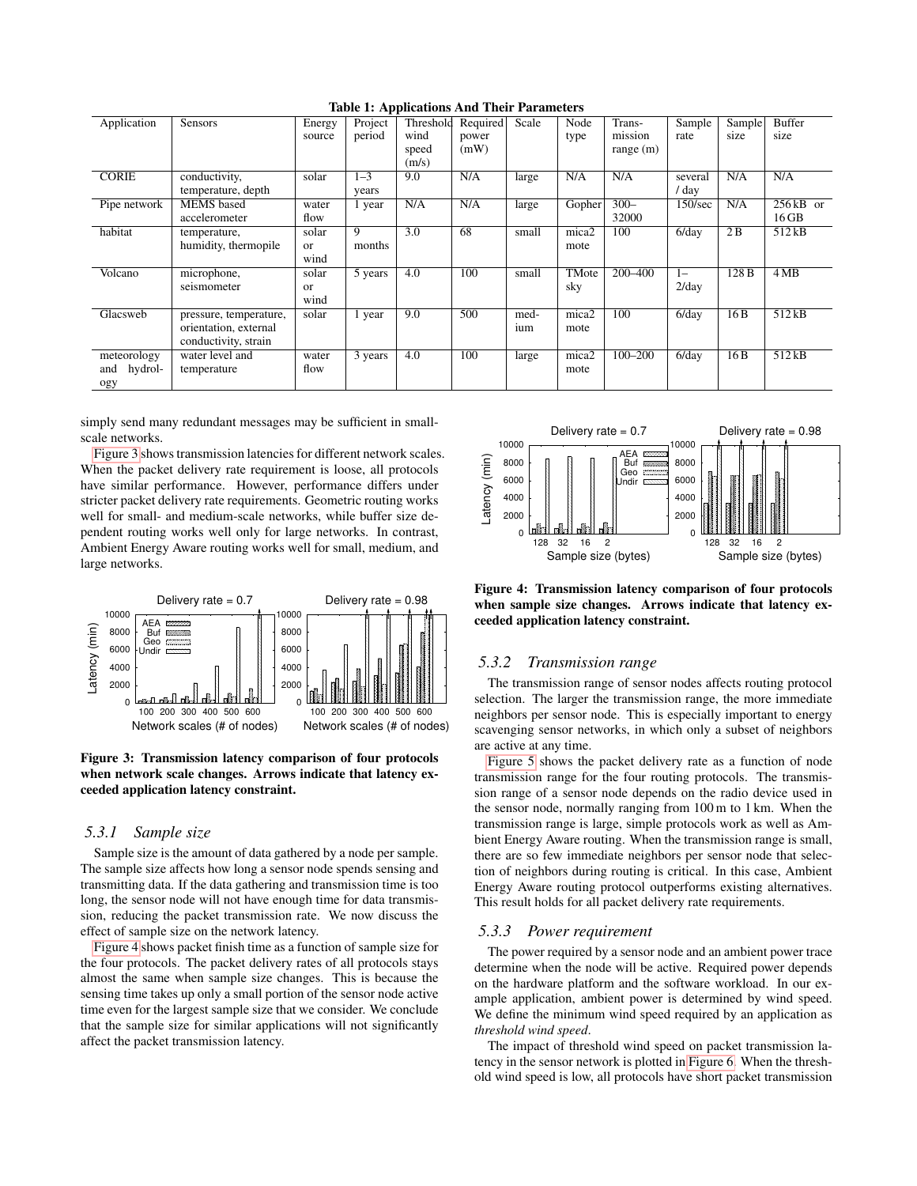**Table 1: Applications And Their Parameters**

| Application | Sensors | Energy source | Project period | Threshold wind speed (m/s) | Required power (mW) | Scale | Node type | Transmission range (m) | Sample rate | Sample size | Buffer size |
|---|---|---|---|---|---|---|---|---|---|---|---|
| CORIE | conductivity, temperature, depth | solar | 1–3 years | 9.0 | N/A | large | N/A | N/A | several / day | N/A | N/A |
| Pipe network | MEMS based accelerometer | water flow | 1 year | N/A | N/A | large | Gopher | 300–32000 | 150/sec | N/A | 256 kB or 16 GB |
| habitat | temperature, humidity, thermopile | solar or wind | 9 months | 3.0 | 68 | small | mica2 mote | 100 | 6/day | 2 B | 512 kB |
| Volcano | microphone, seismometer | solar or wind | 5 years | 4.0 | 100 | small | TMote sky | 200–400 | 1–2/day | 128 B | 4 MB |
| Glacsweb | pressure, temperature, orientation, external conductivity, strain | solar | 1 year | 9.0 | 500 | medium | mica2 mote | 100 | 6/day | 16 B | 512 kB |
| meteorology and hydrology | water level and temperature | water flow | 3 years | 4.0 | 100 | large | mica2 mote | 100–200 | 6/day | 16 B | 512 kB |

simply send many redundant messages may be sufficient in small-scale networks.

Figure 3 shows transmission latencies for different network scales. When the packet delivery rate requirement is loose, all protocols have similar performance. However, performance differs under stricter packet delivery rate requirements. Geometric routing works well for small- and medium-scale networks, while buffer size dependent routing works well only for large networks. In contrast, Ambient Energy Aware routing works well for small, medium, and large networks.

**Figure 3: Transmission latency comparison of four protocols when network scale changes. Arrows indicate that latency exceeded application latency constraint.**

### 5.3.1 *Sample size*

Sample size is the amount of data gathered by a node per sample. The sample size affects how long a sensor node spends sensing and transmitting data. If the data gathering and transmission time is too long, the sensor node will not have enough time for data transmission, reducing the packet transmission rate. We now discuss the effect of sample size on the network latency.

Figure 4 shows packet finish time as a function of sample size for the four protocols. The packet delivery rates of all protocols stays almost the same when sample size changes. This is because the sensing time takes up only a small portion of the sensor node active time even for the largest sample size that we consider. We conclude that the sample size for similar applications will not significantly affect the packet transmission latency.

**Figure 4: Transmission latency comparison of four protocols when sample size changes. Arrows indicate that latency exceeded application latency constraint.**

### 5.3.2 *Transmission range*

The transmission range of sensor nodes affects routing protocol selection. The larger the transmission range, the more immediate neighbors per sensor node. This is especially important to energy scavenging sensor networks, in which only a subset of neighbors are active at any time.

Figure 5 shows the packet delivery rate as a function of node transmission range for the four routing protocols. The transmission range of a sensor node depends on the radio device used in the sensor node, normally ranging from 100 m to 1 km. When the transmission range is large, simple protocols work as well as Ambient Energy Aware routing. When the transmission range is small, there are so few immediate neighbors per sensor node that selection of neighbors during routing is critical. In this case, Ambient Energy Aware routing protocol outperforms existing alternatives. This result holds for all packet delivery rate requirements.

### 5.3.3 *Power requirement*

The power required by a sensor node and an ambient power trace determine when the node will be active. Required power depends on the hardware platform and the software workload. In our example application, ambient power is determined by wind speed. We define the minimum wind speed required by an application as *threshold wind speed*.

The impact of threshold wind speed on packet transmission latency in the sensor network is plotted in Figure 6. When the threshold wind speed is low, all protocols have short packet transmission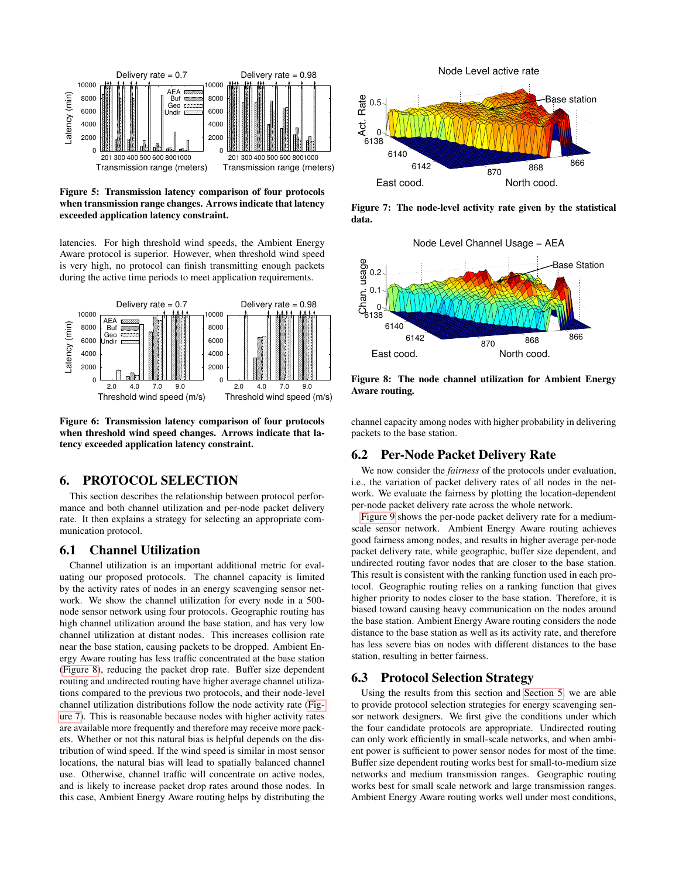Figure 5: Transmission latency comparison of four protocols when transmission range changes. Arrows indicate that latency exceeded application latency constraint.

latencies. For high threshold wind speeds, the Ambient Energy Aware protocol is superior. However, when threshold wind speed is very high, no protocol can finish transmitting enough packets during the active time periods to meet application requirements.

Figure 6: Transmission latency comparison of four protocols when threshold wind speed changes. Arrows indicate that latency exceeded application latency constraint.

## 6. PROTOCOL SELECTION

This section describes the relationship between protocol performance and both channel utilization and per-node packet delivery rate. It then explains a strategy for selecting an appropriate communication protocol.

### 6.1 Channel Utilization

Channel utilization is an important additional metric for evaluating our proposed protocols. The channel capacity is limited by the activity rates of nodes in an energy scavenging sensor network. We show the channel utilization for every node in a 500-node sensor network using four protocols. Geographic routing has high channel utilization around the base station, and has very low channel utilization at distant nodes. This increases collision rate near the base station, causing packets to be dropped. Ambient Energy Aware routing has less traffic concentrated at the base station (Figure 8), reducing the packet drop rate. Buffer size dependent routing and undirected routing have higher average channel utilizations compared to the previous two protocols, and their node-level channel utilization distributions follow the node activity rate (Figure 7). This is reasonable because nodes with higher activity rates are available more frequently and therefore may receive more packets. Whether or not this natural bias is helpful depends on the distribution of wind speed. If the wind speed is similar in most sensor locations, the natural bias will lead to spatially balanced channel use. Otherwise, channel traffic will concentrate on active nodes, and is likely to increase packet drop rates around those nodes. In this case, Ambient Energy Aware routing helps by distributing the channel capacity among nodes with higher probability in delivering packets to the base station.

Figure 7: The node-level activity rate given by the statistical data.

Figure 8: The node channel utilization for Ambient Energy Aware routing.

### 6.2 Per-Node Packet Delivery Rate

We now consider the *fairness* of the protocols under evaluation, i.e., the variation of packet delivery rates of all nodes in the network. We evaluate the fairness by plotting the location-dependent per-node packet delivery rate across the whole network.

Figure 9 shows the per-node packet delivery rate for a medium-scale sensor network. Ambient Energy Aware routing achieves good fairness among nodes, and results in higher average per-node packet delivery rate, while geographic, buffer size dependent, and undirected routing favor nodes that are closer to the base station. This result is consistent with the ranking function used in each protocol. Geographic routing relies on a ranking function that gives higher priority to nodes closer to the base station. Therefore, it is biased toward causing heavy communication on the nodes around the base station. Ambient Energy Aware routing considers the node distance to the base station as well as its activity rate, and therefore has less severe bias on nodes with different distances to the base station, resulting in better fairness.

### 6.3 Protocol Selection Strategy

Using the results from this section and Section 5, we are able to provide protocol selection strategies for energy scavenging sensor network designers. We first give the conditions under which the four candidate protocols are appropriate. Undirected routing can only work efficiently in small-scale networks, and when ambient power is sufficient to power sensor nodes for most of the time. Buffer size dependent routing works best for small-to-medium size networks and medium transmission ranges. Geographic routing works best for small scale network and large transmission ranges. Ambient Energy Aware routing works well under most conditions,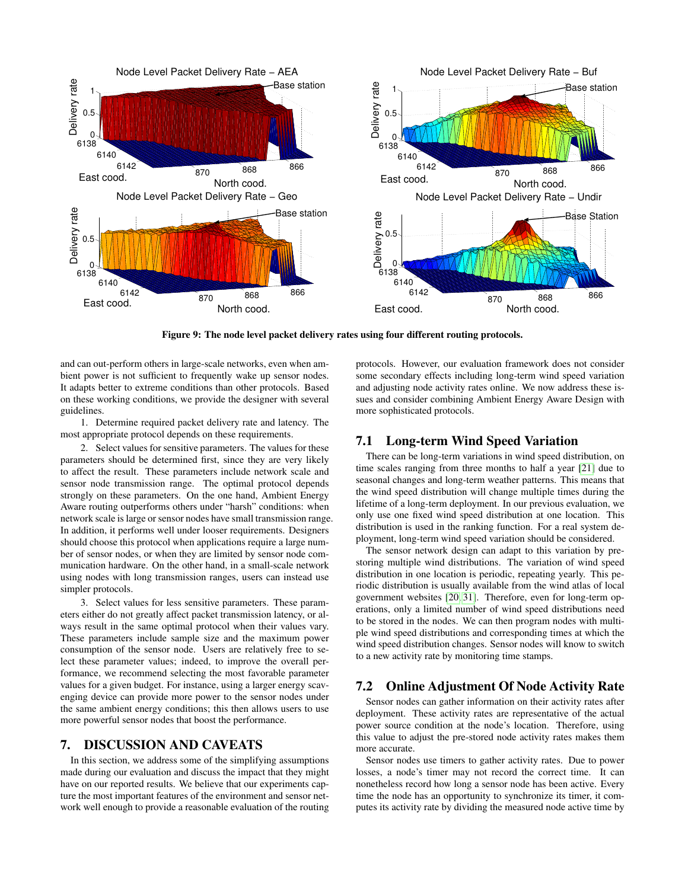Node Level Packet Delivery Rate – AEA

Base station

Delivery rate

1

0.5

0

6138

6140

6142

East cood.

870

868

866

North cood.

Node Level Packet Delivery Rate – Buf

Base station

Delivery rate

1

0.5

0

6138

6140

6142

East cood.

870

868

866

North cood.

Node Level Packet Delivery Rate – Geo

Base station

Delivery rate

0.5

0

6138

6140

6142

East cood.

870

868

866

North cood.

Node Level Packet Delivery Rate – Undir

Base Station

Delivery rate

0.5

0

6138

6140

6142

East cood.

870

868

866

North cood.

**Figure 9: The node level packet delivery rates using four different routing protocols.**

and can out-perform others in large-scale networks, even when ambient power is not sufficient to frequently wake up sensor nodes. It adapts better to extreme conditions than other protocols. Based on these working conditions, we provide the designer with several guidelines.

1. Determine required packet delivery rate and latency. The most appropriate protocol depends on these requirements.

2. Select values for sensitive parameters. The values for these parameters should be determined first, since they are very likely to affect the result. These parameters include network scale and sensor node transmission range. The optimal protocol depends strongly on these parameters. On the one hand, Ambient Energy Aware routing outperforms others under "harsh" conditions: when network scale is large or sensor nodes have small transmission range. In addition, it performs well under looser requirements. Designers should choose this protocol when applications require a large number of sensor nodes, or when they are limited by sensor node communication hardware. On the other hand, in a small-scale network using nodes with long transmission ranges, users can instead use simpler protocols.

3. Select values for less sensitive parameters. These parameters either do not greatly affect packet transmission latency, or always result in the same optimal protocol when their values vary. These parameters include sample size and the maximum power consumption of the sensor node. Users are relatively free to select these parameter values; indeed, to improve the overall performance, we recommend selecting the most favorable parameter values for a given budget. For instance, using a larger energy scavenging device can provide more power to the sensor nodes under the same ambient energy conditions; this then allows users to use more powerful sensor nodes that boost the performance.

## 7. DISCUSSION AND CAVEATS

In this section, we address some of the simplifying assumptions made during our evaluation and discuss the impact that they might have on our reported results. We believe that our experiments capture the most important features of the environment and sensor network well enough to provide a reasonable evaluation of the routing protocols. However, our evaluation framework does not consider some secondary effects including long-term wind speed variation and adjusting node activity rates online. We now address these issues and consider combining Ambient Energy Aware Design with more sophisticated protocols.

### 7.1 Long-term Wind Speed Variation

There can be long-term variations in wind speed distribution, on time scales ranging from three months to half a year [21] due to seasonal changes and long-term weather patterns. This means that the wind speed distribution will change multiple times during the lifetime of a long-term deployment. In our previous evaluation, we only use one fixed wind speed distribution at one location. This distribution is used in the ranking function. For a real system deployment, long-term wind speed variation should be considered.

The sensor network design can adapt to this variation by pre-storing multiple wind distributions. The variation of wind speed distribution in one location is periodic, repeating yearly. This periodic distribution is usually available from the wind atlas of local government websites [20, 31]. Therefore, even for long-term operations, only a limited number of wind speed distributions need to be stored in the nodes. We can then program nodes with multiple wind speed distributions and corresponding times at which the wind speed distribution changes. Sensor nodes will know to switch to a new activity rate by monitoring time stamps.

### 7.2 Online Adjustment Of Node Activity Rate

Sensor nodes can gather information on their activity rates after deployment. These activity rates are representative of the actual power source condition at the node's location. Therefore, using this value to adjust the pre-stored node activity rates makes them more accurate.

Sensor nodes use timers to gather activity rates. Due to power losses, a node's timer may not record the correct time. It can nonetheless record how long a sensor node has been active. Every time the node has an opportunity to synchronize its timer, it computes its activity rate by dividing the measured node active time by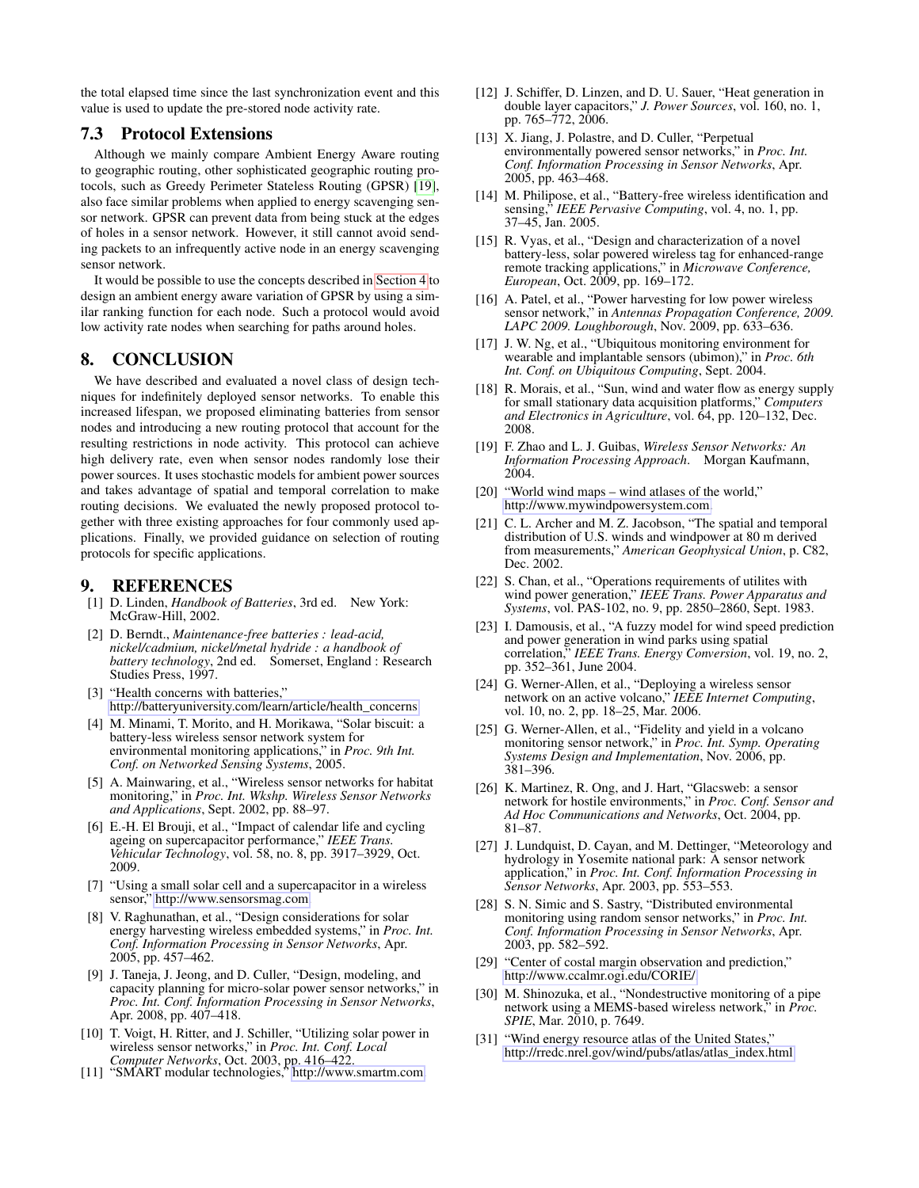the total elapsed time since the last synchronization event and this value is used to update the pre-stored node activity rate.

## 7.3 Protocol Extensions

Although we mainly compare Ambient Energy Aware routing to geographic routing, other sophisticated geographic routing protocols, such as Greedy Perimeter Stateless Routing (GPSR) [19], also face similar problems when applied to energy scavenging sensor network. GPSR can prevent data from being stuck at the edges of holes in a sensor network. However, it still cannot avoid sending packets to an infrequently active node in an energy scavenging sensor network.

It would be possible to use the concepts described in Section 4 to design an ambient energy aware variation of GPSR by using a similar ranking function for each node. Such a protocol would avoid low activity rate nodes when searching for paths around holes.

# 8. CONCLUSION

We have described and evaluated a novel class of design techniques for indefinitely deployed sensor networks. To enable this increased lifespan, we proposed eliminating batteries from sensor nodes and introducing a new routing protocol that account for the resulting restrictions in node activity. This protocol can achieve high delivery rate, even when sensor nodes randomly lose their power sources. It uses stochastic models for ambient power sources and takes advantage of spatial and temporal correlation to make routing decisions. We evaluated the newly proposed protocol together with three existing approaches for four commonly used applications. Finally, we provided guidance on selection of routing protocols for specific applications.

# 9. REFERENCES

[1] D. Linden, *Handbook of Batteries*, 3rd ed. New York: McGraw-Hill, 2002.

[2] D. Berndt., *Maintenance-free batteries : lead-acid, nickel/cadmium, nickel/metal hydride : a handbook of battery technology*, 2nd ed. Somerset, England : Research Studies Press, 1997.

[3] "Health concerns with batteries," http://batteryuniversity.com/learn/article/health_concerns

[4] M. Minami, T. Morito, and H. Morikawa, "Solar biscuit: a battery-less wireless sensor network system for environmental monitoring applications," in *Proc. 9th Int. Conf. on Networked Sensing Systems*, 2005.

[5] A. Mainwaring, et al., "Wireless sensor networks for habitat monitoring," in *Proc. Int. Wkshp. Wireless Sensor Networks and Applications*, Sept. 2002, pp. 88–97.

[6] E.-H. El Brouji, et al., "Impact of calendar life and cycling ageing on supercapacitor performance," *IEEE Trans. Vehicular Technology*, vol. 58, no. 8, pp. 3917–3929, Oct. 2009.

[7] "Using a small solar cell and a supercapacitor in a wireless sensor," http://www.sensorsmag.com

[8] V. Raghunathan, et al., "Design considerations for solar energy harvesting wireless embedded systems," in *Proc. Int. Conf. Information Processing in Sensor Networks*, Apr. 2005, pp. 457–462.

[9] J. Taneja, J. Jeong, and D. Culler, "Design, modeling, and capacity planning for micro-solar power sensor networks," in *Proc. Int. Conf. Information Processing in Sensor Networks*, Apr. 2008, pp. 407–418.

[10] T. Voigt, H. Ritter, and J. Schiller, "Utilizing solar power in wireless sensor networks," in *Proc. Int. Conf. Local Computer Networks*, Oct. 2003, pp. 416–422.

[11] "SMART modular technologies," http://www.smartm.com

[12] J. Schiffer, D. Linzen, and D. U. Sauer, "Heat generation in double layer capacitors," *J. Power Sources*, vol. 160, no. 1, pp. 765–772, 2006.

[13] X. Jiang, J. Polastre, and D. Culler, "Perpetual environmentally powered sensor networks," in *Proc. Int. Conf. Information Processing in Sensor Networks*, Apr. 2005, pp. 463–468.

[14] M. Philipose, et al., "Battery-free wireless identification and sensing," *IEEE Pervasive Computing*, vol. 4, no. 1, pp. 37–45, Jan. 2005.

[15] R. Vyas, et al., "Design and characterization of a novel battery-less, solar powered wireless tag for enhanced-range remote tracking applications," in *Microwave Conference, European*, Oct. 2009, pp. 169–172.

[16] A. Patel, et al., "Power harvesting for low power wireless sensor network," in *Antennas Propagation Conference, 2009. LAPC 2009. Loughborough*, Nov. 2009, pp. 633–636.

[17] J. W. Ng, et al., "Ubiquitous monitoring environment for wearable and implantable sensors (ubimon)," in *Proc. 6th Int. Conf. on Ubiquitous Computing*, Sept. 2004.

[18] R. Morais, et al., "Sun, wind and water flow as energy supply for small stationary data acquisition platforms," *Computers and Electronics in Agriculture*, vol. 64, pp. 120–132, Dec. 2008.

[19] F. Zhao and L. J. Guibas, *Wireless Sensor Networks: An Information Processing Approach*. Morgan Kaufmann, 2004.

[20] "World wind maps – wind atlases of the world," http://www.mywindpowersystem.com

[21] C. L. Archer and M. Z. Jacobson, "The spatial and temporal distribution of U.S. winds and windpower at 80 m derived from measurements," *American Geophysical Union*, p. C82, Dec. 2002.

[22] S. Chan, et al., "Operations requirements of utilites with wind power generation," *IEEE Trans. Power Apparatus and Systems*, vol. PAS-102, no. 9, pp. 2850–2860, Sept. 1983.

[23] I. Damousis, et al., "A fuzzy model for wind speed prediction and power generation in wind parks using spatial correlation," *IEEE Trans. Energy Conversion*, vol. 19, no. 2, pp. 352–361, June 2004.

[24] G. Werner-Allen, et al., "Deploying a wireless sensor network on an active volcano," *IEEE Internet Computing*, vol. 10, no. 2, pp. 18–25, Mar. 2006.

[25] G. Werner-Allen, et al., "Fidelity and yield in a volcano monitoring sensor network," in *Proc. Int. Symp. Operating Systems Design and Implementation*, Nov. 2006, pp. 381–396.

[26] K. Martinez, R. Ong, and J. Hart, "Glacsweb: a sensor network for hostile environments," in *Proc. Conf. Sensor and Ad Hoc Communications and Networks*, Oct. 2004, pp. 81–87.

[27] J. Lundquist, D. Cayan, and M. Dettinger, "Meteorology and hydrology in Yosemite national park: A sensor network application," in *Proc. Int. Conf. Information Processing in Sensor Networks*, Apr. 2003, pp. 553–553.

[28] S. N. Simic and S. Sastry, "Distributed environmental monitoring using random sensor networks," in *Proc. Int. Conf. Information Processing in Sensor Networks*, Apr. 2003, pp. 582–592.

[29] "Center of costal margin observation and prediction," http://www.ccalmr.ogi.edu/CORIE/

[30] M. Shinozuka, et al., "Nondestructive monitoring of a pipe network using a MEMS-based wireless network," in *Proc. SPIE*, Mar. 2010, p. 7649.

[31] "Wind energy resource atlas of the United States," http://rredc.nrel.gov/wind/pubs/atlas/atlas_index.html